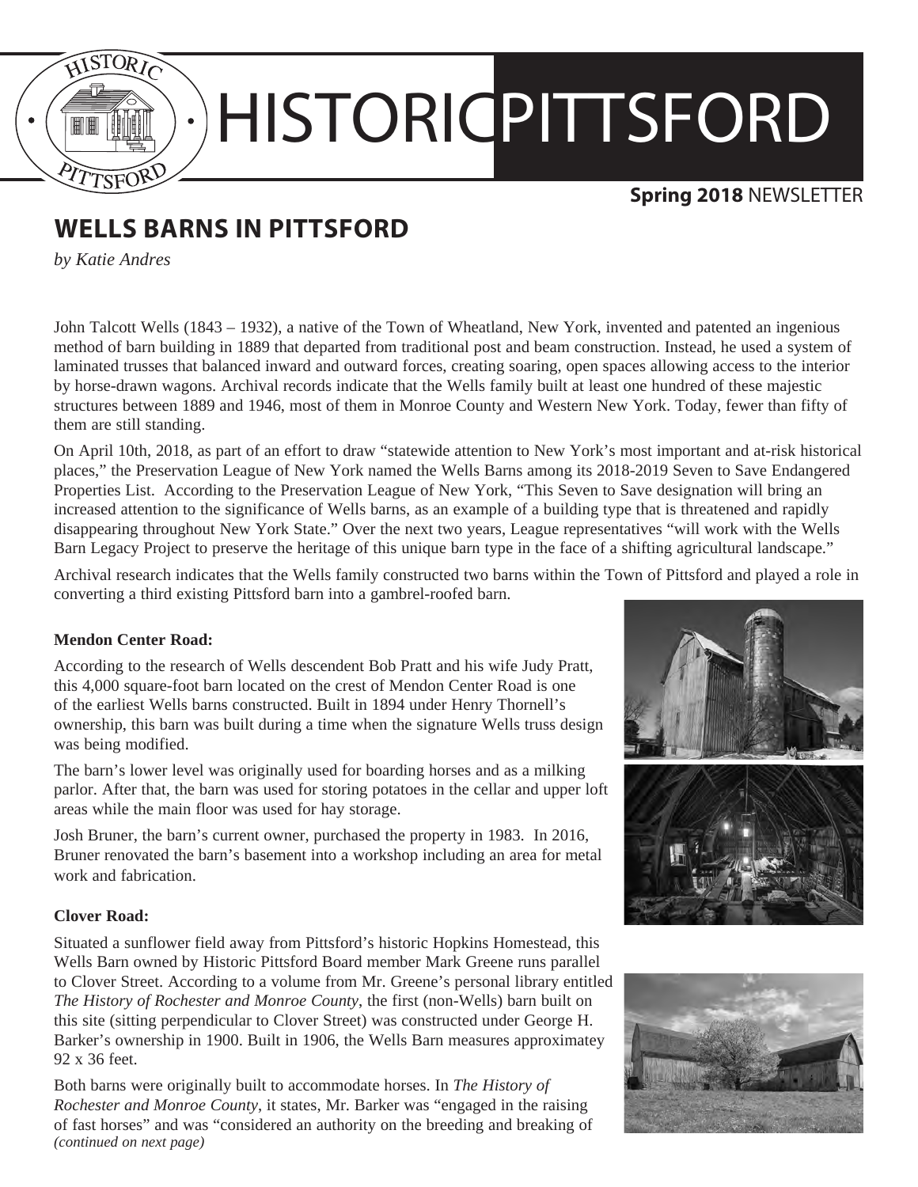# HISTORIC PITTSFORD

**Spring 2018** NEWSLETTER

## WELLS BARNS IN PITTSFORD

*by Katie Andres*

John Talcott Wells (1843 – 1932), a native of the Town of Wheatland, New York, invented and patented an ingenious method of barn building in 1889 that departed from traditional post and beam construction. Instead, he used a system of laminated trusses that balanced inward and outward forces, creating soaring, open spaces allowing access to the interior by horse-drawn wagons. Archival records indicate that the Wells family built at least one hundred of these majestic structures between 1889 and 1946, most of them in Monroe County and Western New York. Today, fewer than fifty of them are still standing.

On April 10th, 2018, as part of an effort to draw "statewide attention to New York's most important and at-risk historical places," the Preservation League of New York named the Wells Barns among its 2018-2019 Seven to Save Endangered Properties List. According to the Preservation League of New York, "This Seven to Save designation will bring an increased attention to the significance of Wells barns, as an example of a building type that is threatened and rapidly disappearing throughout New York State." Over the next two years, League representatives "will work with the Wells Barn Legacy Project to preserve the heritage of this unique barn type in the face of a shifting agricultural landscape."

Archival research indicates that the Wells family constructed two barns within the Town of Pittsford and played a role in converting a third existing Pittsford barn into a gambrel-roofed barn.

**Mendon Center Road:**

According to the research of Wells descendent Bob Pratt and his wife Judy Pratt, this 4,000 square-foot barn located on the crest of Mendon Center Road is one of the earliest Wells barns constructed. Built in 1894 under Henry Thornell's ownership, this barn was built during a time when the signature Wells truss design was being modified.

The barn's lower level was originally used for boarding horses and as a milking parlor. After that, the barn was used for storing potatoes in the cellar and upper loft areas while the main floor was used for hay storage.

Josh Bruner, the barn's current owner, purchased the property in 1983. In 2016, Bruner renovated the barn's basement into a workshop including an area for metal work and fabrication.

**Clover Road:**

Situated a sunflower field away from Pittsford's historic Hopkins Homestead, this Wells Barn owned by Historic Pittsford Board member Mark Greene runs parallel to Clover Street. According to a volume from Mr. Greene's personal library entitled *The History of Rochester and Monroe County*, the first (non-Wells) barn built on this site (sitting perpendicular to Clover Street) was constructed under George H. Barker's ownership in 1900. Built in 1906, the Wells Barn measures approximatey 92 x 36 feet.

Both barns were originally built to accommodate horses. In *The History of Rochester and Monroe County*, it states, Mr. Barker was "engaged in the raising of fast horses" and was "considered an authority on the breeding and breaking of

*(continued on next page)*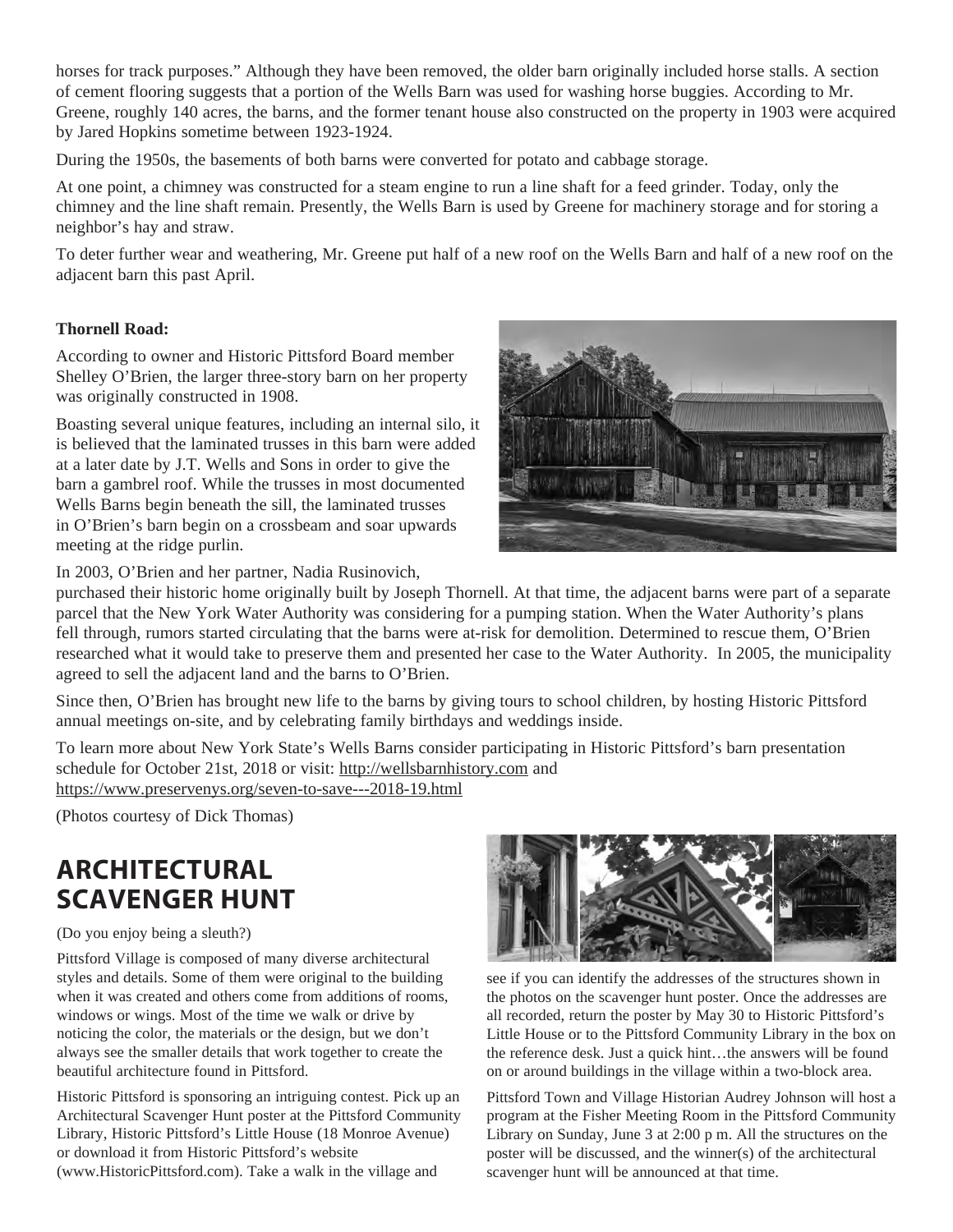horses for track purposes." Although they have been removed, the older barn originally included horse stalls. A section of cement flooring suggests that a portion of the Wells Barn was used for washing horse buggies. According to Mr. Greene, roughly 140 acres, the barns, and the former tenant house also constructed on the property in 1903 were acquired by Jared Hopkins sometime between 1923-1924.

During the 1950s, the basements of both barns were converted for potato and cabbage storage.

At one point, a chimney was constructed for a steam engine to run a line shaft for a feed grinder. Today, only the chimney and the line shaft remain. Presently, the Wells Barn is used by Greene for machinery storage and for storing a neighbor's hay and straw.

To deter further wear and weathering, Mr. Greene put half of a new roof on the Wells Barn and half of a new roof on the adjacent barn this past April.

**Thornell Road:**

According to owner and Historic Pittsford Board member Shelley O'Brien, the larger three-story barn on her property was originally constructed in 1908.

Boasting several unique features, including an internal silo, it is believed that the laminated trusses in this barn were added at a later date by J.T. Wells and Sons in order to give the barn a gambrel roof. While the trusses in most documented Wells Barns begin beneath the sill, the laminated trusses in O'Brien's barn begin on a crossbeam and soar upwards meeting at the ridge purlin.

In 2003, O'Brien and her partner, Nadia Rusinovich, purchased their historic home originally built by Joseph Thornell. At that time, the adjacent barns were part of a separate parcel that the New York Water Authority was considering for a pumping station. When the Water Authority's plans fell through, rumors started circulating that the barns were at-risk for demolition. Determined to rescue them, O'Brien researched what it would take to preserve them and presented her case to the Water Authority. In 2005, the municipality agreed to sell the adjacent land and the barns to O'Brien.

Since then, O'Brien has brought new life to the barns by giving tours to school children, by hosting Historic Pittsford annual meetings on-site, and by celebrating family birthdays and weddings inside.

To learn more about New York State's Wells Barns consider participating in Historic Pittsford's barn presentation schedule for October 21st, 2018 or visit: http://wellsbarnhistory.com and https://www.preservenys.org/seven-to-save---2018-19.html

(Photos courtesy of Dick Thomas)

## ARCHITECTURAL SCAVENGER HUNT

(Do you enjoy being a sleuth?)

Pittsford Village is composed of many diverse architectural styles and details. Some of them were original to the building when it was created and others come from additions of rooms, windows or wings. Most of the time we walk or drive by noticing the color, the materials or the design, but we don't always see the smaller details that work together to create the beautiful architecture found in Pittsford.

Historic Pittsford is sponsoring an intriguing contest. Pick up an Architectural Scavenger Hunt poster at the Pittsford Community Library, Historic Pittsford's Little House (18 Monroe Avenue) or download it from Historic Pittsford's website (www.HistoricPittsford.com). Take a walk in the village and see if you can identify the addresses of the structures shown in the photos on the scavenger hunt poster. Once the addresses are all recorded, return the poster by May 30 to Historic Pittsford's Little House or to the Pittsford Community Library in the box on the reference desk. Just a quick hint…the answers will be found on or around buildings in the village within a two-block area.

Pittsford Town and Village Historian Audrey Johnson will host a program at the Fisher Meeting Room in the Pittsford Community Library on Sunday, June 3 at 2:00 p m. All the structures on the poster will be discussed, and the winner(s) of the architectural scavenger hunt will be announced at that time.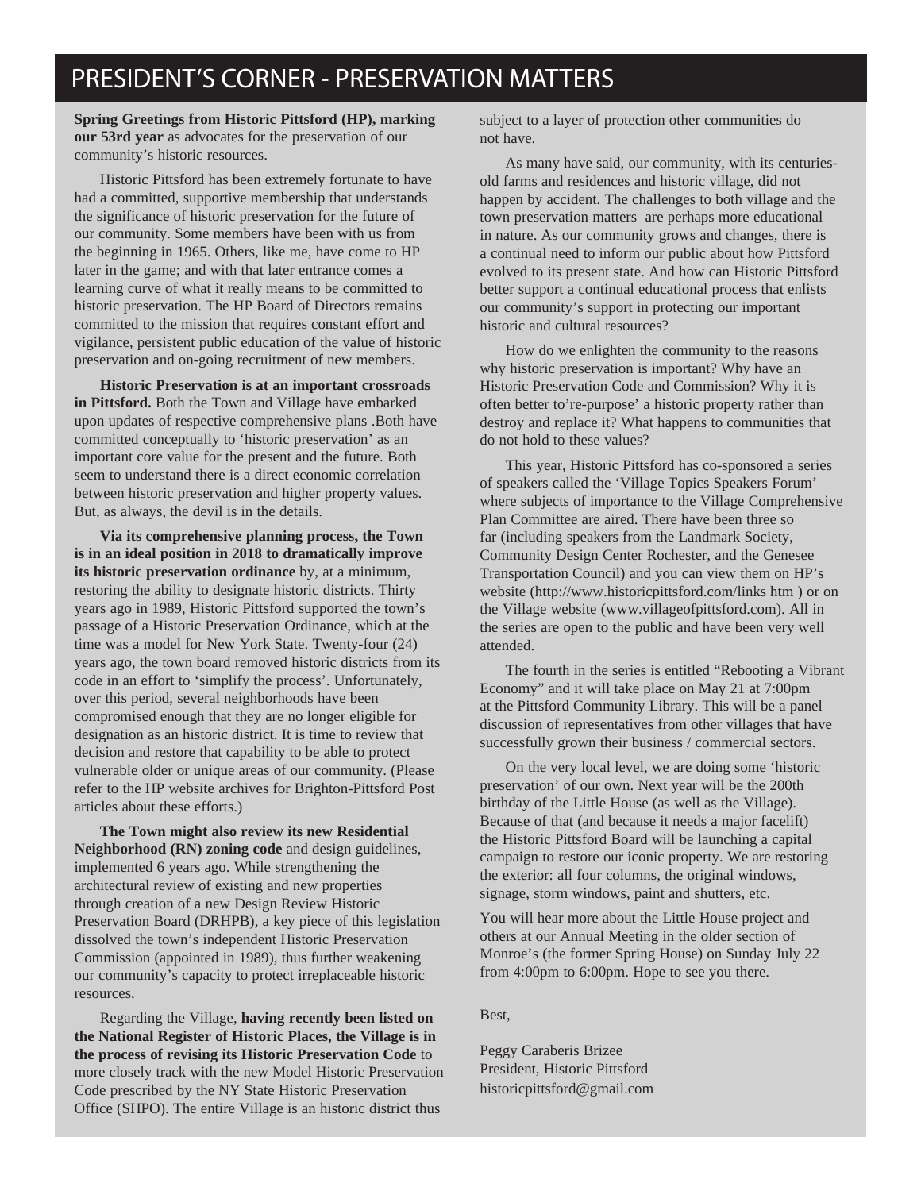# PRESIDENT'S CORNER - PRESERVATION MATTERS

**Spring Greetings from Historic Pittsford (HP), marking our 53rd year** as advocates for the preservation of our community's historic resources.

Historic Pittsford has been extremely fortunate to have had a committed, supportive membership that understands the significance of historic preservation for the future of our community. Some members have been with us from the beginning in 1965. Others, like me, have come to HP later in the game; and with that later entrance comes a learning curve of what it really means to be committed to historic preservation. The HP Board of Directors remains committed to the mission that requires constant effort and vigilance, persistent public education of the value of historic preservation and on-going recruitment of new members.

**Historic Preservation is at an important crossroads in Pittsford.** Both the Town and Village have embarked upon updates of respective comprehensive plans .Both have committed conceptually to 'historic preservation' as an important core value for the present and the future. Both seem to understand there is a direct economic correlation between historic preservation and higher property values. But, as always, the devil is in the details.

**Via its comprehensive planning process, the Town is in an ideal position in 2018 to dramatically improve its historic preservation ordinance** by, at a minimum, restoring the ability to designate historic districts. Thirty years ago in 1989, Historic Pittsford supported the town's passage of a Historic Preservation Ordinance, which at the time was a model for New York State. Twenty-four (24) years ago, the town board removed historic districts from its code in an effort to 'simplify the process'. Unfortunately, over this period, several neighborhoods have been compromised enough that they are no longer eligible for designation as an historic district. It is time to review that decision and restore that capability to be able to protect vulnerable older or unique areas of our community. (Please refer to the HP website archives for Brighton-Pittsford Post articles about these efforts.)

**The Town might also review its new Residential Neighborhood (RN) zoning code** and design guidelines, implemented 6 years ago. While strengthening the architectural review of existing and new properties through creation of a new Design Review Historic Preservation Board (DRHPB), a key piece of this legislation dissolved the town's independent Historic Preservation Commission (appointed in 1989), thus further weakening our community's capacity to protect irreplaceable historic resources.

Regarding the Village, **having recently been listed on the National Register of Historic Places, the Village is in the process of revising its Historic Preservation Code** to more closely track with the new Model Historic Preservation Code prescribed by the NY State Historic Preservation Office (SHPO). The entire Village is an historic district thus subject to a layer of protection other communities do not have.

As many have said, our community, with its centuries-old farms and residences and historic village, did not happen by accident. The challenges to both village and the town preservation matters are perhaps more educational in nature. As our community grows and changes, there is a continual need to inform our public about how Pittsford evolved to its present state. And how can Historic Pittsford better support a continual educational process that enlists our community's support in protecting our important historic and cultural resources?

How do we enlighten the community to the reasons why historic preservation is important? Why have an Historic Preservation Code and Commission? Why it is often better to're-purpose' a historic property rather than destroy and replace it? What happens to communities that do not hold to these values?

This year, Historic Pittsford has co-sponsored a series of speakers called the 'Village Topics Speakers Forum' where subjects of importance to the Village Comprehensive Plan Committee are aired. There have been three so far (including speakers from the Landmark Society, Community Design Center Rochester, and the Genesee Transportation Council) and you can view them on HP's website (http://www.historicpittsford.com/links htm ) or on the Village website (www.villageofpittsford.com). All in the series are open to the public and have been very well attended.

The fourth in the series is entitled "Rebooting a Vibrant Economy" and it will take place on May 21 at 7:00pm at the Pittsford Community Library. This will be a panel discussion of representatives from other villages that have successfully grown their business / commercial sectors.

On the very local level, we are doing some 'historic preservation' of our own. Next year will be the 200th birthday of the Little House (as well as the Village). Because of that (and because it needs a major facelift) the Historic Pittsford Board will be launching a capital campaign to restore our iconic property. We are restoring the exterior: all four columns, the original windows, signage, storm windows, paint and shutters, etc.

You will hear more about the Little House project and others at our Annual Meeting in the older section of Monroe's (the former Spring House) on Sunday July 22 from 4:00pm to 6:00pm. Hope to see you there.

Best,

Peggy Caraberis Brizee
President, Historic Pittsford
historicpittsford@gmail.com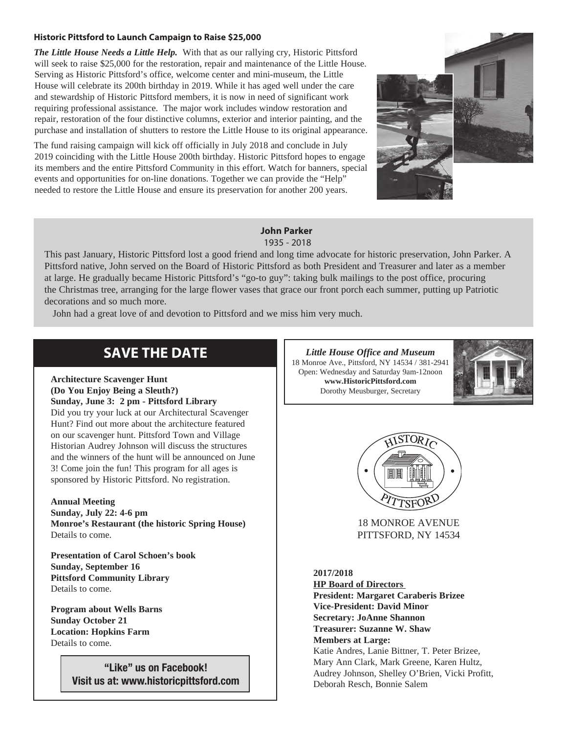## Historic Pittsford to Launch Campaign to Raise $25,000

***The Little House Needs a Little Help.*** With that as our rallying cry, Historic Pittsford will seek to raise $25,000 for the restoration, repair and maintenance of the Little House. Serving as Historic Pittsford's office, welcome center and mini-museum, the Little House will celebrate its 200th birthday in 2019. While it has aged well under the care and stewardship of Historic Pittsford members, it is now in need of significant work requiring professional assistance. The major work includes window restoration and repair, restoration of the four distinctive columns, exterior and interior painting, and the purchase and installation of shutters to restore the Little House to its original appearance.

The fund raising campaign will kick off officially in July 2018 and conclude in July 2019 coinciding with the Little House 200th birthday. Historic Pittsford hopes to engage its members and the entire Pittsford Community in this effort. Watch for banners, special events and opportunities for on-line donations. Together we can provide the "Help" needed to restore the Little House and ensure its preservation for another 200 years.

### John Parker

1935 - 2018

This past January, Historic Pittsford lost a good friend and long time advocate for historic preservation, John Parker. A Pittsford native, John served on the Board of Historic Pittsford as both President and Treasurer and later as a member at large. He gradually became Historic Pittsford's "go-to guy": taking bulk mailings to the post office, procuring the Christmas tree, arranging for the large flower vases that grace our front porch each summer, putting up Patriotic decorations and so much more.

John had a great love of and devotion to Pittsford and we miss him very much.

## SAVE THE DATE

**Architecture Scavenger Hunt**
**(Do You Enjoy Being a Sleuth?)**
**Sunday, June 3: 2 pm - Pittsford Library**
Did you try your luck at our Architectural Scavenger Hunt? Find out more about the architecture featured on our scavenger hunt. Pittsford Town and Village Historian Audrey Johnson will discuss the structures and the winners of the hunt will be announced on June 3! Come join the fun! This program for all ages is sponsored by Historic Pittsford. No registration.

**Annual Meeting**
**Sunday, July 22: 4-6 pm**
**Monroe's Restaurant (the historic Spring House)**
Details to come.

**Presentation of Carol Schoen's book**
**Sunday, September 16**
**Pittsford Community Library**
Details to come.

**Program about Wells Barns**
**Sunday October 21**
**Location: Hopkins Farm**
Details to come.

**"Like" us on Facebook!**
**Visit us at: www.historicpittsford.com**

***Little House Office and Museum***
18 Monroe Ave., Pittsford, NY 14534 / 381-2941
Open: Wednesday and Saturday 9am-12noon
**www.HistoricPittsford.com**
Dorothy Meusburger, Secretary

HISTORIC PITTSFORD

18 MONROE AVENUE
PITTSFORD, NY 14534

**2017/2018**
**HP Board of Directors**
**President: Margaret Caraberis Brizee**
**Vice-President: David Minor**
**Secretary: JoAnne Shannon**
**Treasurer: Suzanne W. Shaw**
**Members at Large:**
Katie Andres, Lanie Bittner, T. Peter Brizee, Mary Ann Clark, Mark Greene, Karen Hultz, Audrey Johnson, Shelley O'Brien, Vicki Profitt, Deborah Resch, Bonnie Salem